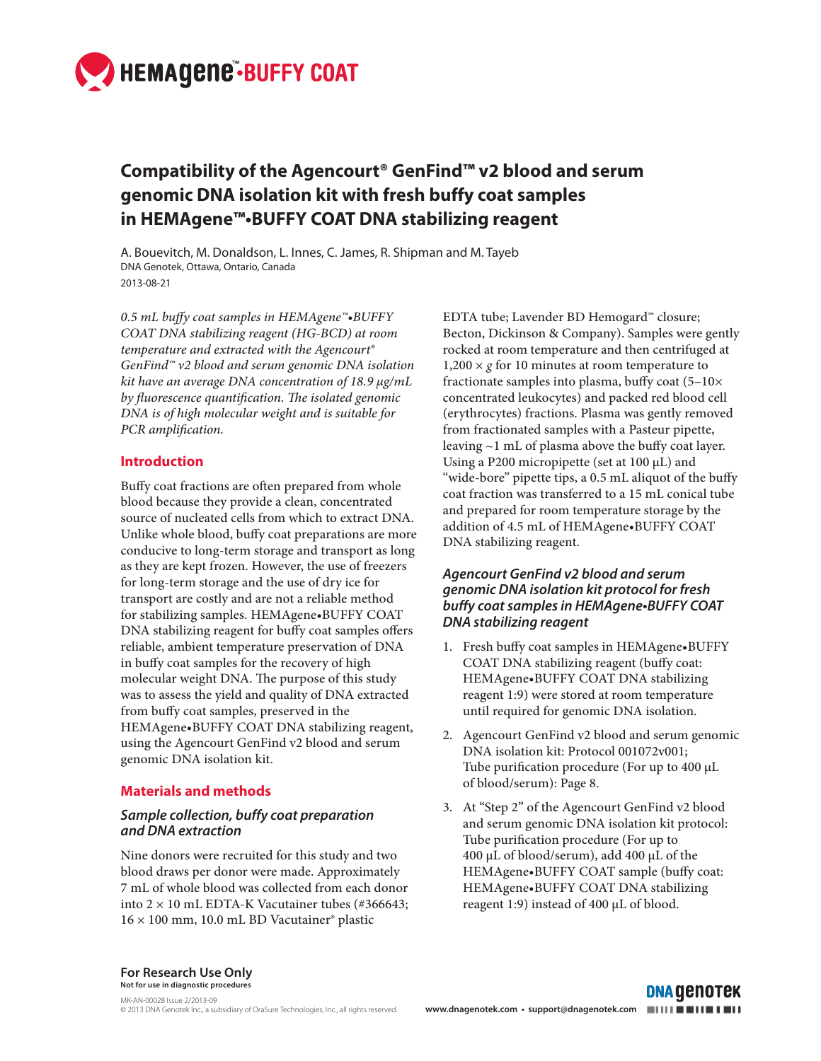# HEMAgene™•BUFFY COAT

## Compatibility of the Agencourt® GenFind™ v2 blood and serum genomic DNA isolation kit with fresh buffy coat samples in HEMAgene™•BUFFY COAT DNA stabilizing reagent

A. Bouevitch, M. Donaldson, L. Innes, C. James, R. Shipman and M. Tayeb
DNA Genotek, Ottawa, Ontario, Canada
2013-08-21

*0.5 mL buffy coat samples in HEMAgene™•BUFFY COAT DNA stabilizing reagent (HG-BCD) at room temperature and extracted with the Agencourt® GenFind™ v2 blood and serum genomic DNA isolation kit have an average DNA concentration of 18.9 µg/mL by fluorescence quantification. The isolated genomic DNA is of high molecular weight and is suitable for PCR amplification.*

### Introduction

Buffy coat fractions are often prepared from whole blood because they provide a clean, concentrated source of nucleated cells from which to extract DNA. Unlike whole blood, buffy coat preparations are more conducive to long-term storage and transport as long as they are kept frozen. However, the use of freezers for long-term storage and the use of dry ice for transport are costly and are not a reliable method for stabilizing samples. HEMAgene•BUFFY COAT DNA stabilizing reagent for buffy coat samples offers reliable, ambient temperature preservation of DNA in buffy coat samples for the recovery of high molecular weight DNA. The purpose of this study was to assess the yield and quality of DNA extracted from buffy coat samples, preserved in the HEMAgene•BUFFY COAT DNA stabilizing reagent, using the Agencourt GenFind v2 blood and serum genomic DNA isolation kit.

### Materials and methods

#### *Sample collection, buffy coat preparation and DNA extraction*

Nine donors were recruited for this study and two blood draws per donor were made. Approximately 7 mL of whole blood was collected from each donor into 2 × 10 mL EDTA-K Vacutainer tubes (#366643; 16 × 100 mm, 10.0 mL BD Vacutainer® plastic EDTA tube; Lavender BD Hemogard™ closure; Becton, Dickinson & Company). Samples were gently rocked at room temperature and then centrifuged at 1,200 × *g* for 10 minutes at room temperature to fractionate samples into plasma, buffy coat (5–10× concentrated leukocytes) and packed red blood cell (erythrocytes) fractions. Plasma was gently removed from fractionated samples with a Pasteur pipette, leaving ~1 mL of plasma above the buffy coat layer. Using a P200 micropipette (set at 100 µL) and "wide-bore" pipette tips, a 0.5 mL aliquot of the buffy coat fraction was transferred to a 15 mL conical tube and prepared for room temperature storage by the addition of 4.5 mL of HEMAgene•BUFFY COAT DNA stabilizing reagent.

#### *Agencourt GenFind v2 blood and serum genomic DNA isolation kit protocol for fresh buffy coat samples in HEMAgene•BUFFY COAT DNA stabilizing reagent*

1. Fresh buffy coat samples in HEMAgene•BUFFY COAT DNA stabilizing reagent (buffy coat: HEMAgene•BUFFY COAT DNA stabilizing reagent 1:9) were stored at room temperature until required for genomic DNA isolation.
2. Agencourt GenFind v2 blood and serum genomic DNA isolation kit: Protocol 001072v001; Tube purification procedure (For up to 400 µL of blood/serum): Page 8.
3. At "Step 2" of the Agencourt GenFind v2 blood and serum genomic DNA isolation kit protocol: Tube purification procedure (For up to 400 µL of blood/serum), add 400 µL of the HEMAgene•BUFFY COAT sample (buffy coat: HEMAgene•BUFFY COAT DNA stabilizing reagent 1:9) instead of 400 µL of blood.

**For Research Use Only**
**Not for use in diagnostic procedures**

MK-AN-00028 Issue 2/2013-09
© 2013 DNA Genotek Inc., a subsidiary of OraSure Technologies, Inc., all rights reserved.

www.dnagenotek.com • support@dnagenotek.com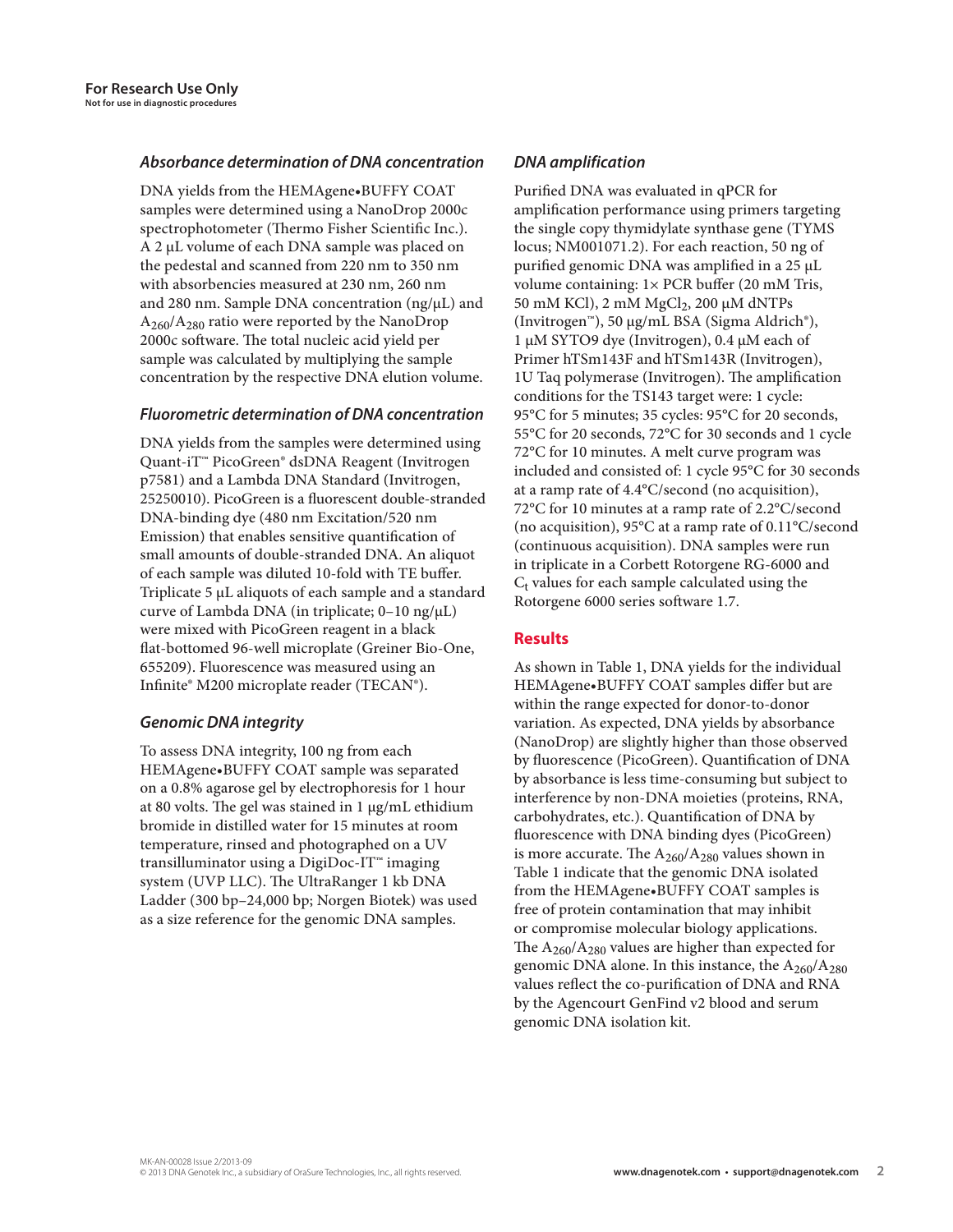**For Research Use Only**
**Not for use in diagnostic procedures**

### *Absorbance determination of DNA concentration*

DNA yields from the HEMAgene•BUFFY COAT samples were determined using a NanoDrop 2000c spectrophotometer (Thermo Fisher Scientific Inc.). A 2 µL volume of each DNA sample was placed on the pedestal and scanned from 220 nm to 350 nm with absorbencies measured at 230 nm, 260 nm and 280 nm. Sample DNA concentration (ng/µL) and $A_{260}/A_{280}$ ratio were reported by the NanoDrop 2000c software. The total nucleic acid yield per sample was calculated by multiplying the sample concentration by the respective DNA elution volume.

### *Fluorometric determination of DNA concentration*

DNA yields from the samples were determined using Quant-iT™ PicoGreen® dsDNA Reagent (Invitrogen p7581) and a Lambda DNA Standard (Invitrogen, 25250010). PicoGreen is a fluorescent double-stranded DNA-binding dye (480 nm Excitation/520 nm Emission) that enables sensitive quantification of small amounts of double-stranded DNA. An aliquot of each sample was diluted 10-fold with TE buffer. Triplicate 5 µL aliquots of each sample and a standard curve of Lambda DNA (in triplicate; 0–10 ng/µL) were mixed with PicoGreen reagent in a black flat-bottomed 96-well microplate (Greiner Bio-One, 655209). Fluorescence was measured using an Infinite® M200 microplate reader (TECAN®).

### *Genomic DNA integrity*

To assess DNA integrity, 100 ng from each HEMAgene•BUFFY COAT sample was separated on a 0.8% agarose gel by electrophoresis for 1 hour at 80 volts. The gel was stained in 1 µg/mL ethidium bromide in distilled water for 15 minutes at room temperature, rinsed and photographed on a UV transilluminator using a DigiDoc-IT™ imaging system (UVP LLC). The UltraRanger 1 kb DNA Ladder (300 bp–24,000 bp; Norgen Biotek) was used as a size reference for the genomic DNA samples.

### *DNA amplification*

Purified DNA was evaluated in qPCR for amplification performance using primers targeting the single copy thymidylate synthase gene (TYMS locus; NM001071.2). For each reaction, 50 ng of purified genomic DNA was amplified in a 25 µL volume containing: 1× PCR buffer (20 mM Tris, 50 mM KCl), 2 mM $MgCl_2$, 200 µM dNTPs (Invitrogen™), 50 µg/mL BSA (Sigma Aldrich®), 1 µM SYTO9 dye (Invitrogen), 0.4 µM each of Primer hTSm143F and hTSm143R (Invitrogen), 1U Taq polymerase (Invitrogen). The amplification conditions for the TS143 target were: 1 cycle: 95°C for 5 minutes; 35 cycles: 95°C for 20 seconds, 55°C for 20 seconds, 72°C for 30 seconds and 1 cycle 72°C for 10 minutes. A melt curve program was included and consisted of: 1 cycle 95°C for 30 seconds at a ramp rate of 4.4°C/second (no acquisition), 72°C for 10 minutes at a ramp rate of 2.2°C/second (no acquisition), 95°C at a ramp rate of 0.11°C/second (continuous acquisition). DNA samples were run in triplicate in a Corbett Rotorgene RG-6000 and $C_t$ values for each sample calculated using the Rotorgene 6000 series software 1.7.

## Results

As shown in Table 1, DNA yields for the individual HEMAgene•BUFFY COAT samples differ but are within the range expected for donor-to-donor variation. As expected, DNA yields by absorbance (NanoDrop) are slightly higher than those observed by fluorescence (PicoGreen). Quantification of DNA by absorbance is less time-consuming but subject to interference by non-DNA moieties (proteins, RNA, carbohydrates, etc.). Quantification of DNA by fluorescence with DNA binding dyes (PicoGreen) is more accurate. The $A_{260}/A_{280}$ values shown in Table 1 indicate that the genomic DNA isolated from the HEMAgene•BUFFY COAT samples is free of protein contamination that may inhibit or compromise molecular biology applications. The $A_{260}/A_{280}$ values are higher than expected for genomic DNA alone. In this instance, the $A_{260}/A_{280}$ values reflect the co-purification of DNA and RNA by the Agencourt GenFind v2 blood and serum genomic DNA isolation kit.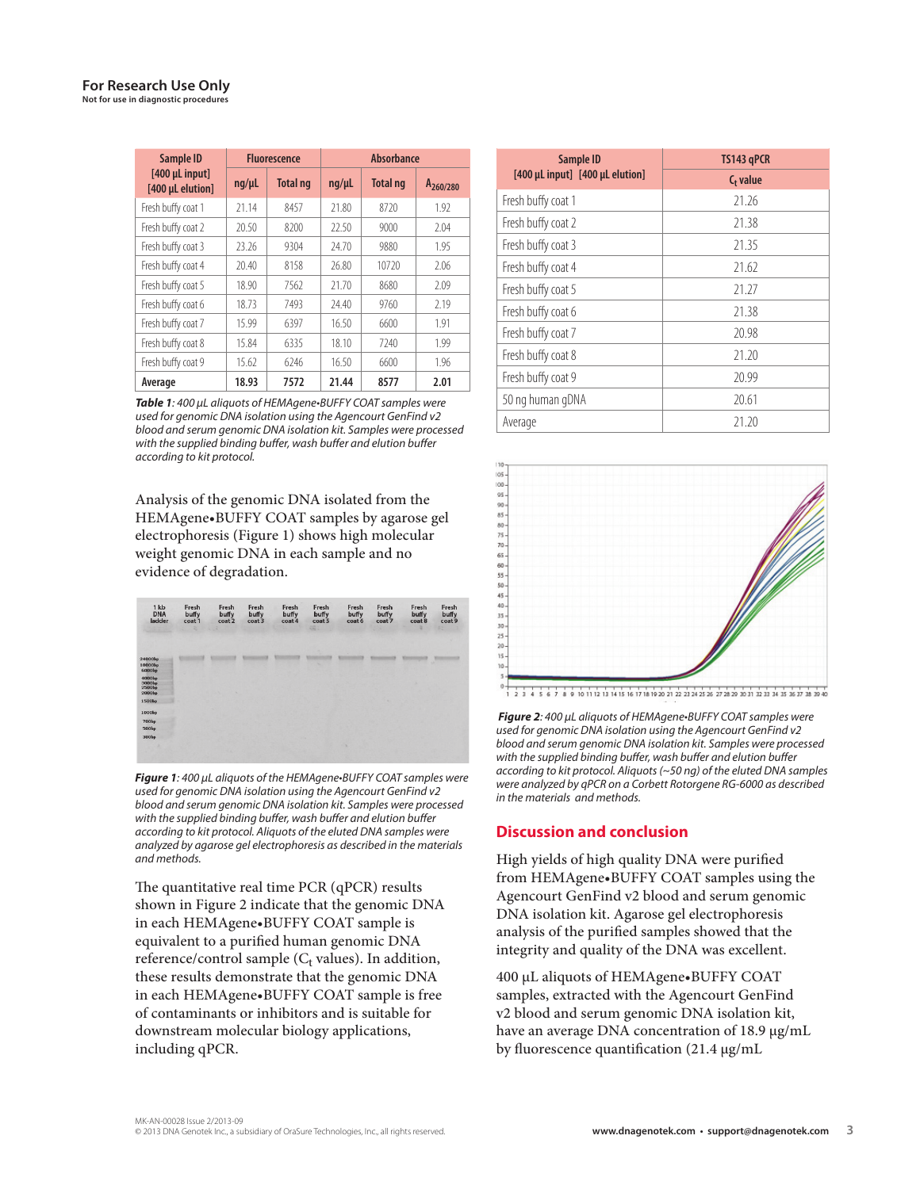**For Research Use Only**
**Not for use in diagnostic procedures**

| Sample ID [400 µL input] [400 µL elution] | Fluorescence | | Absorbance | | |
|---|---|---|---|---|---|
| | ng/µL | Total ng | ng/µL | Total ng | $A_{260/280}$ |
| Fresh buffy coat 1 | 21.14 | 8457 | 21.80 | 8720 | 1.92 |
| Fresh buffy coat 2 | 20.50 | 8200 | 22.50 | 9000 | 2.04 |
| Fresh buffy coat 3 | 23.26 | 9304 | 24.70 | 9880 | 1.95 |
| Fresh buffy coat 4 | 20.40 | 8158 | 26.80 | 10720 | 2.06 |
| Fresh buffy coat 5 | 18.90 | 7562 | 21.70 | 8680 | 2.09 |
| Fresh buffy coat 6 | 18.73 | 7493 | 24.40 | 9760 | 2.19 |
| Fresh buffy coat 7 | 15.99 | 6397 | 16.50 | 6600 | 1.91 |
| Fresh buffy coat 8 | 15.84 | 6335 | 18.10 | 7240 | 1.99 |
| Fresh buffy coat 9 | 15.62 | 6246 | 16.50 | 6600 | 1.96 |
| **Average** | **18.93** | **7572** | **21.44** | **8577** | **2.01** |

***Table 1**: 400 µL aliquots of HEMAgene•BUFFY COAT samples were used for genomic DNA isolation using the Agencourt GenFind v2 blood and serum genomic DNA isolation kit. Samples were processed with the supplied binding buffer, wash buffer and elution buffer according to kit protocol.*

Analysis of the genomic DNA isolated from the HEMAgene•BUFFY COAT samples by agarose gel electrophoresis (Figure 1) shows high molecular weight genomic DNA in each sample and no evidence of degradation.

***Figure 1**: 400 µL aliquots of the HEMAgene•BUFFY COAT samples were used for genomic DNA isolation using the Agencourt GenFind v2 blood and serum genomic DNA isolation kit. Samples were processed with the supplied binding buffer, wash buffer and elution buffer according to kit protocol. Aliquots of the eluted DNA samples were analyzed by agarose gel electrophoresis as described in the materials and methods.*

The quantitative real time PCR (qPCR) results shown in Figure 2 indicate that the genomic DNA in each HEMAgene•BUFFY COAT sample is equivalent to a purified human genomic DNA reference/control sample ($C_t$ values). In addition, these results demonstrate that the genomic DNA in each HEMAgene•BUFFY COAT sample is free of contaminants or inhibitors and is suitable for downstream molecular biology applications, including qPCR.

| Sample ID [400 µL input] [400 µL elution] | TS143 qPCR $C_t$ value |
|---|---|
| Fresh buffy coat 1 | 21.26 |
| Fresh buffy coat 2 | 21.38 |
| Fresh buffy coat 3 | 21.35 |
| Fresh buffy coat 4 | 21.62 |
| Fresh buffy coat 5 | 21.27 |
| Fresh buffy coat 6 | 21.38 |
| Fresh buffy coat 7 | 20.98 |
| Fresh buffy coat 8 | 21.20 |
| Fresh buffy coat 9 | 20.99 |
| 50 ng human gDNA | 20.61 |
| Average | 21.20 |

***Figure 2**: 400 µL aliquots of HEMAgene•BUFFY COAT samples were used for genomic DNA isolation using the Agencourt GenFind v2 blood and serum genomic DNA isolation kit. Samples were processed with the supplied binding buffer, wash buffer and elution buffer according to kit protocol. Aliquots (~50 ng) of the eluted DNA samples were analyzed by qPCR on a Corbett Rotorgene RG-6000 as described in the materials and methods.*

## Discussion and conclusion

High yields of high quality DNA were purified from HEMAgene•BUFFY COAT samples using the Agencourt GenFind v2 blood and serum genomic DNA isolation kit. Agarose gel electrophoresis analysis of the purified samples showed that the integrity and quality of the DNA was excellent.

400 µL aliquots of HEMAgene•BUFFY COAT samples, extracted with the Agencourt GenFind v2 blood and serum genomic DNA isolation kit, have an average DNA concentration of 18.9 µg/mL by fluorescence quantification (21.4 µg/mL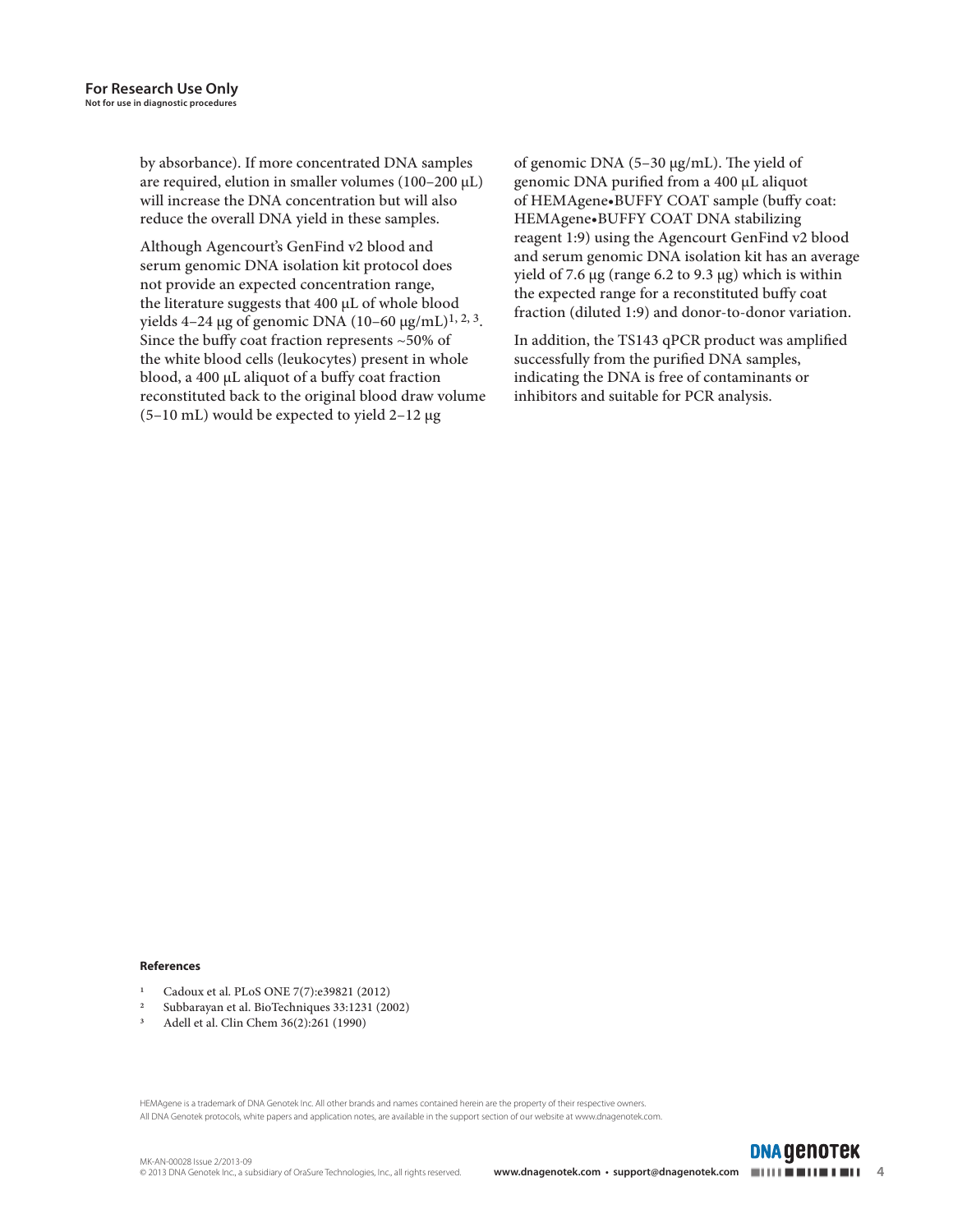by absorbance). If more concentrated DNA samples are required, elution in smaller volumes (100–200 µL) will increase the DNA concentration but will also reduce the overall DNA yield in these samples.

Although Agencourt's GenFind v2 blood and serum genomic DNA isolation kit protocol does not provide an expected concentration range, the literature suggests that 400 µL of whole blood yields 4–24 µg of genomic DNA (10–60 µg/mL)[1, 2, 3]. Since the buffy coat fraction represents ~50% of the white blood cells (leukocytes) present in whole blood, a 400 µL aliquot of a buffy coat fraction reconstituted back to the original blood draw volume (5–10 mL) would be expected to yield 2–12 µg of genomic DNA (5–30 µg/mL). The yield of genomic DNA purified from a 400 µL aliquot of HEMAgene•BUFFY COAT sample (buffy coat: HEMAgene•BUFFY COAT DNA stabilizing reagent 1:9) using the Agencourt GenFind v2 blood and serum genomic DNA isolation kit has an average yield of 7.6 µg (range 6.2 to 9.3 µg) which is within the expected range for a reconstituted buffy coat fraction (diluted 1:9) and donor-to-donor variation.

In addition, the TS143 qPCR product was amplified successfully from the purified DNA samples, indicating the DNA is free of contaminants or inhibitors and suitable for PCR analysis.

**References**

1. Cadoux et al. PLoS ONE 7(7):e39821 (2012)
2. Subbarayan et al. BioTechniques 33:1231 (2002)
3. Adell et al. Clin Chem 36(2):261 (1990)

HEMAgene is a trademark of DNA Genotek Inc. All other brands and names contained herein are the property of their respective owners.
All DNA Genotek protocols, white papers and application notes, are available in the support section of our website at www.dnagenotek.com.

MK-AN-00028 Issue 2/2013-09
© 2013 DNA Genotek Inc., a subsidiary of OraSure Technologies, Inc., all rights reserved.

www.dnagenotek.com • support@dnagenotek.com